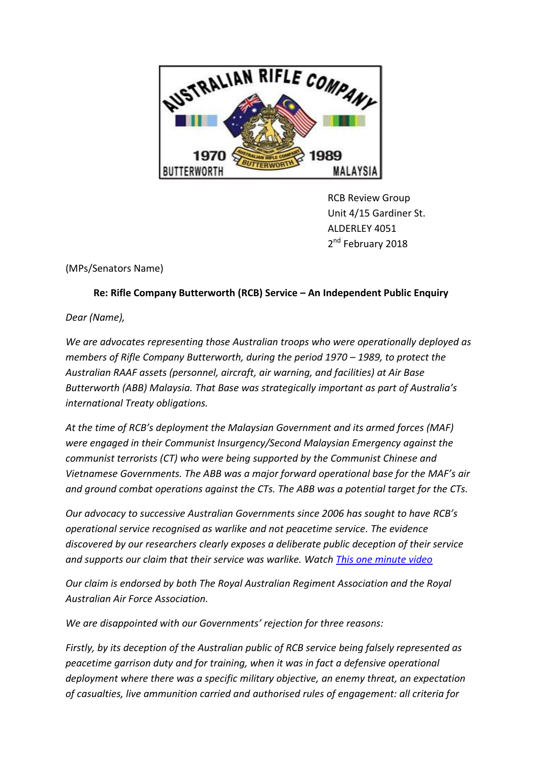RCB Review Group
Unit 4/15 Gardiner St.
ALDERLEY 4051
2nd February 2018

(MPs/Senators Name)

**Re: Rifle Company Butterworth (RCB) Service – An Independent Public Enquiry**

*Dear (Name),*

*We are advocates representing those Australian troops who were operationally deployed as members of Rifle Company Butterworth, during the period 1970 – 1989, to protect the Australian RAAF assets (personnel, aircraft, air warning, and facilities) at Air Base Butterworth (ABB) Malaysia. That Base was strategically important as part of Australia's international Treaty obligations.*

*At the time of RCB's deployment the Malaysian Government and its armed forces (MAF) were engaged in their Communist Insurgency/Second Malaysian Emergency against the communist terrorists (CT) who were being supported by the Communist Chinese and Vietnamese Governments. The ABB was a major forward operational base for the MAF's air and ground combat operations against the CTs. The ABB was a potential target for the CTs.*

*Our advocacy to successive Australian Governments since 2006 has sought to have RCB's operational service recognised as warlike and not peacetime service. The evidence discovered by our researchers clearly exposes a deliberate public deception of their service and supports our claim that their service was warlike. Watch [This one minute video]()*

*Our claim is endorsed by both The Royal Australian Regiment Association and the Royal Australian Air Force Association.*

*We are disappointed with our Governments' rejection for three reasons:*

*Firstly, by its deception of the Australian public of RCB service being falsely represented as peacetime garrison duty and for training, when it was in fact a defensive operational deployment where there was a specific military objective, an enemy threat, an expectation of casualties, live ammunition carried and authorised rules of engagement: all criteria for*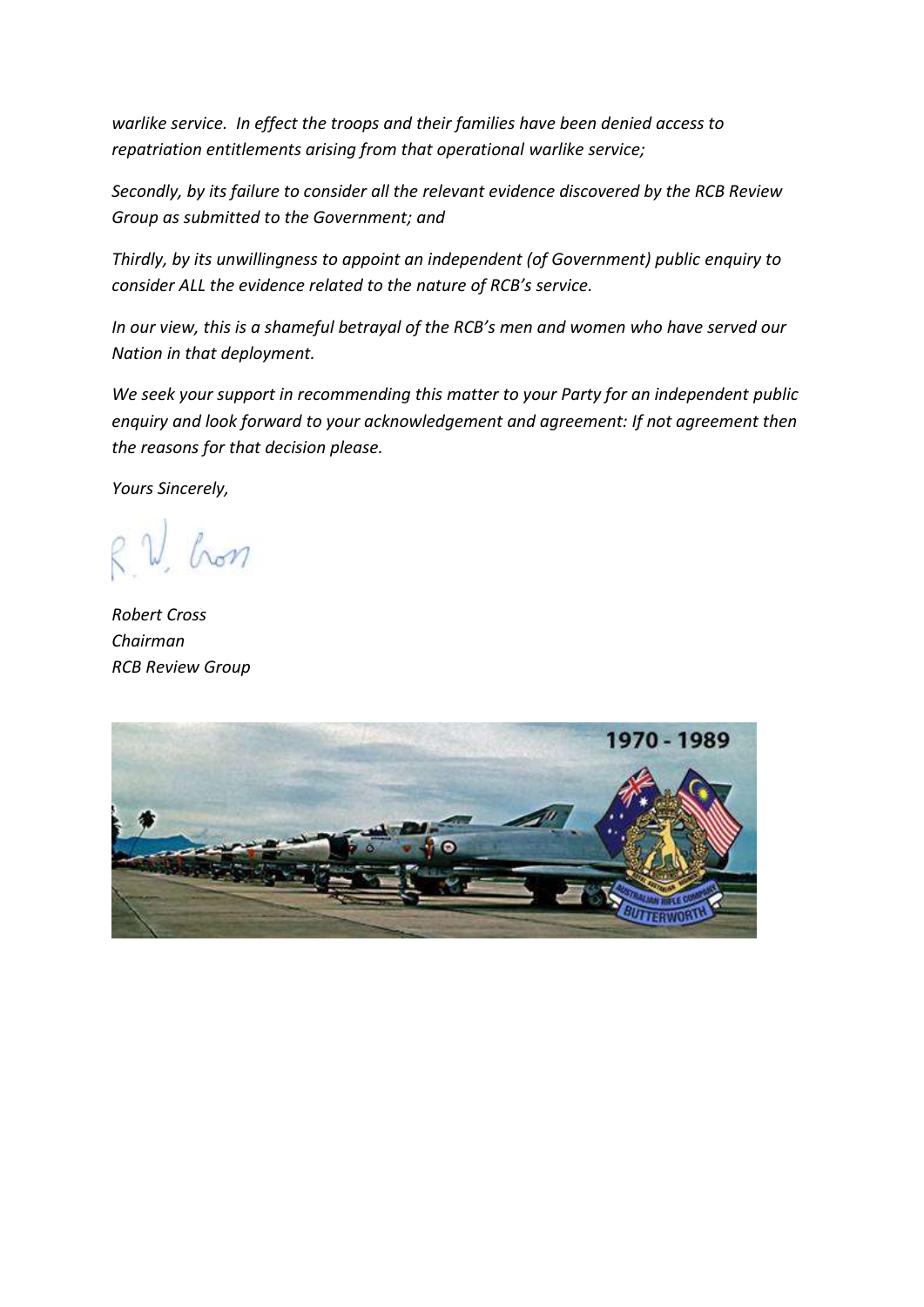*warlike service. In effect the troops and their families have been denied access to repatriation entitlements arising from that operational warlike service;*

*Secondly, by its failure to consider all the relevant evidence discovered by the RCB Review Group as submitted to the Government; and*

*Thirdly, by its unwillingness to appoint an independent (of Government) public enquiry to consider ALL the evidence related to the nature of RCB's service.*

*In our view, this is a shameful betrayal of the RCB's men and women who have served our Nation in that deployment.*

*We seek your support in recommending this matter to your Party for an independent public enquiry and look forward to your acknowledgement and agreement: If not agreement then the reasons for that decision please.*

*Yours Sincerely,*

*Robert Cross*
*Chairman*
*RCB Review Group*